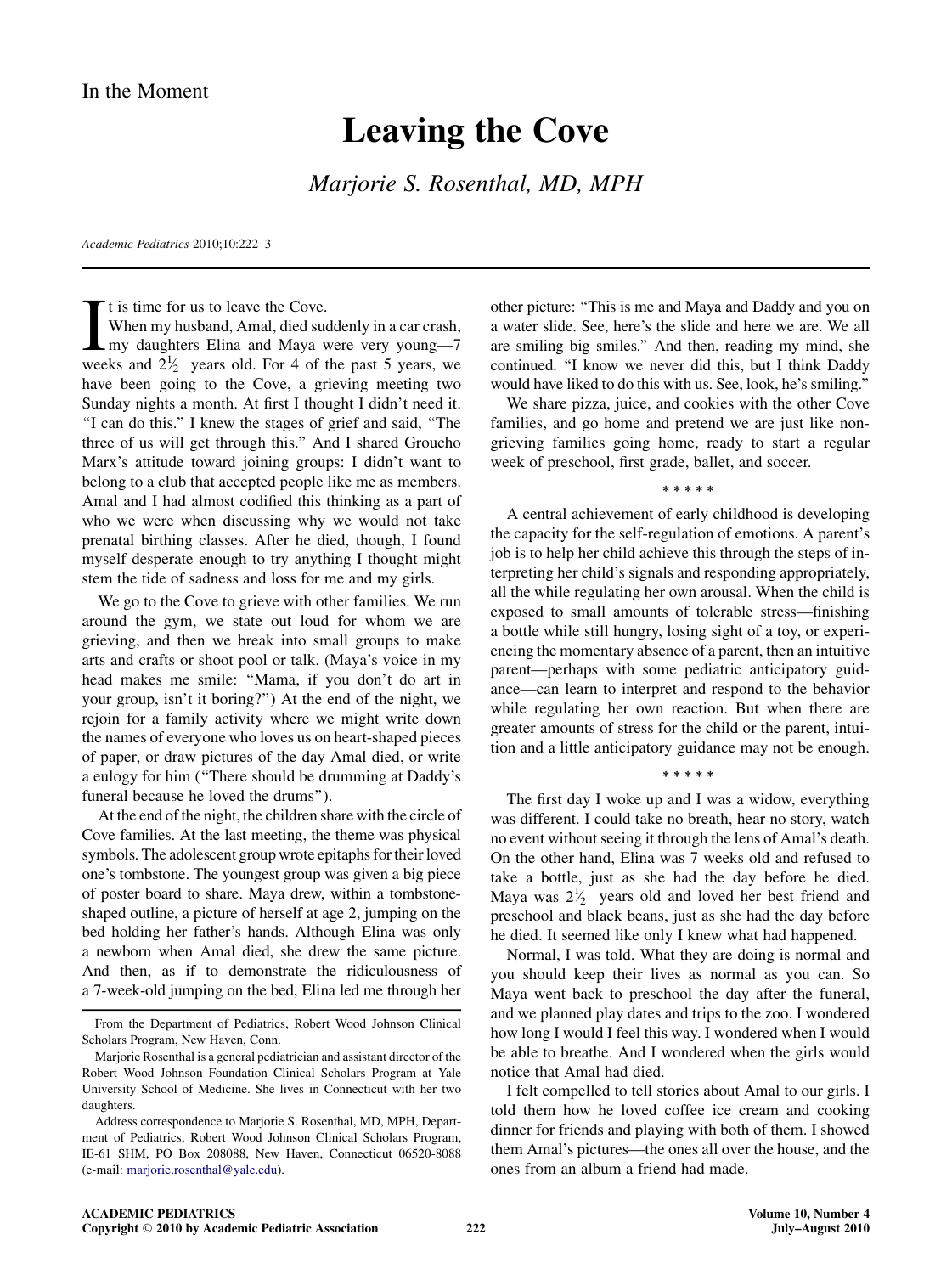In the Moment

# Leaving the Cove

*Marjorie S. Rosenthal, MD, MPH*

*Academic Pediatrics* 2010;10:222–3

It is time for us to leave the Cove.

When my husband, Amal, died suddenly in a car crash, my daughters Elina and Maya were very young—7 weeks and 2½ years old. For 4 of the past 5 years, we have been going to the Cove, a grieving meeting two Sunday nights a month. At first I thought I didn't need it. "I can do this." I knew the stages of grief and said, "The three of us will get through this." And I shared Groucho Marx's attitude toward joining groups: I didn't want to belong to a club that accepted people like me as members. Amal and I had almost codified this thinking as a part of who we were when discussing why we would not take prenatal birthing classes. After he died, though, I found myself desperate enough to try anything I thought might stem the tide of sadness and loss for me and my girls.

We go to the Cove to grieve with other families. We run around the gym, we state out loud for whom we are grieving, and then we break into small groups to make arts and crafts or shoot pool or talk. (Maya's voice in my head makes me smile: "Mama, if you don't do art in your group, isn't it boring?") At the end of the night, we rejoin for a family activity where we might write down the names of everyone who loves us on heart-shaped pieces of paper, or draw pictures of the day Amal died, or write a eulogy for him ("There should be drumming at Daddy's funeral because he loved the drums").

At the end of the night, the children share with the circle of Cove families. At the last meeting, the theme was physical symbols. The adolescent group wrote epitaphs for their loved one's tombstone. The youngest group was given a big piece of poster board to share. Maya drew, within a tombstone-shaped outline, a picture of herself at age 2, jumping on the bed holding her father's hands. Although Elina was only a newborn when Amal died, she drew the same picture. And then, as if to demonstrate the ridiculousness of a 7-week-old jumping on the bed, Elina led me through her other picture: "This is me and Maya and Daddy and you on a water slide. See, here's the slide and here we are. We all are smiling big smiles." And then, reading my mind, she continued. "I know we never did this, but I think Daddy would have liked to do this with us. See, look, he's smiling."

We share pizza, juice, and cookies with the other Cove families, and go home and pretend we are just like non-grieving families going home, ready to start a regular week of preschool, first grade, ballet, and soccer.

\* \* \* \* \*

A central achievement of early childhood is developing the capacity for the self-regulation of emotions. A parent's job is to help her child achieve this through the steps of interpreting her child's signals and responding appropriately, all the while regulating her own arousal. When the child is exposed to small amounts of tolerable stress—finishing a bottle while still hungry, losing sight of a toy, or experiencing the momentary absence of a parent, then an intuitive parent—perhaps with some pediatric anticipatory guidance—can learn to interpret and respond to the behavior while regulating her own reaction. But when there are greater amounts of stress for the child or the parent, intuition and a little anticipatory guidance may not be enough.

\* \* \* \* \*

The first day I woke up and I was a widow, everything was different. I could take no breath, hear no story, watch no event without seeing it through the lens of Amal's death. On the other hand, Elina was 7 weeks old and refused to take a bottle, just as she had the day before he died. Maya was 2½ years old and loved her best friend and preschool and black beans, just as she had the day before he died. It seemed like only I knew what had happened.

Normal, I was told. What they are doing is normal and you should keep their lives as normal as you can. So Maya went back to preschool the day after the funeral, and we planned play dates and trips to the zoo. I wondered how long I would I feel this way. I wondered when I would be able to breathe. And I wondered when the girls would notice that Amal had died.

I felt compelled to tell stories about Amal to our girls. I told them how he loved coffee ice cream and cooking dinner for friends and playing with both of them. I showed them Amal's pictures—the ones all over the house, and the ones from an album a friend had made.

---

From the Department of Pediatrics, Robert Wood Johnson Clinical Scholars Program, New Haven, Conn.

Marjorie Rosenthal is a general pediatrician and assistant director of the Robert Wood Johnson Foundation Clinical Scholars Program at Yale University School of Medicine. She lives in Connecticut with her two daughters.

Address correspondence to Marjorie S. Rosenthal, MD, MPH, Department of Pediatrics, Robert Wood Johnson Clinical Scholars Program, IE-61 SHM, PO Box 208088, New Haven, Connecticut 06520-8088 (e-mail: marjorie.rosenthal@yale.edu).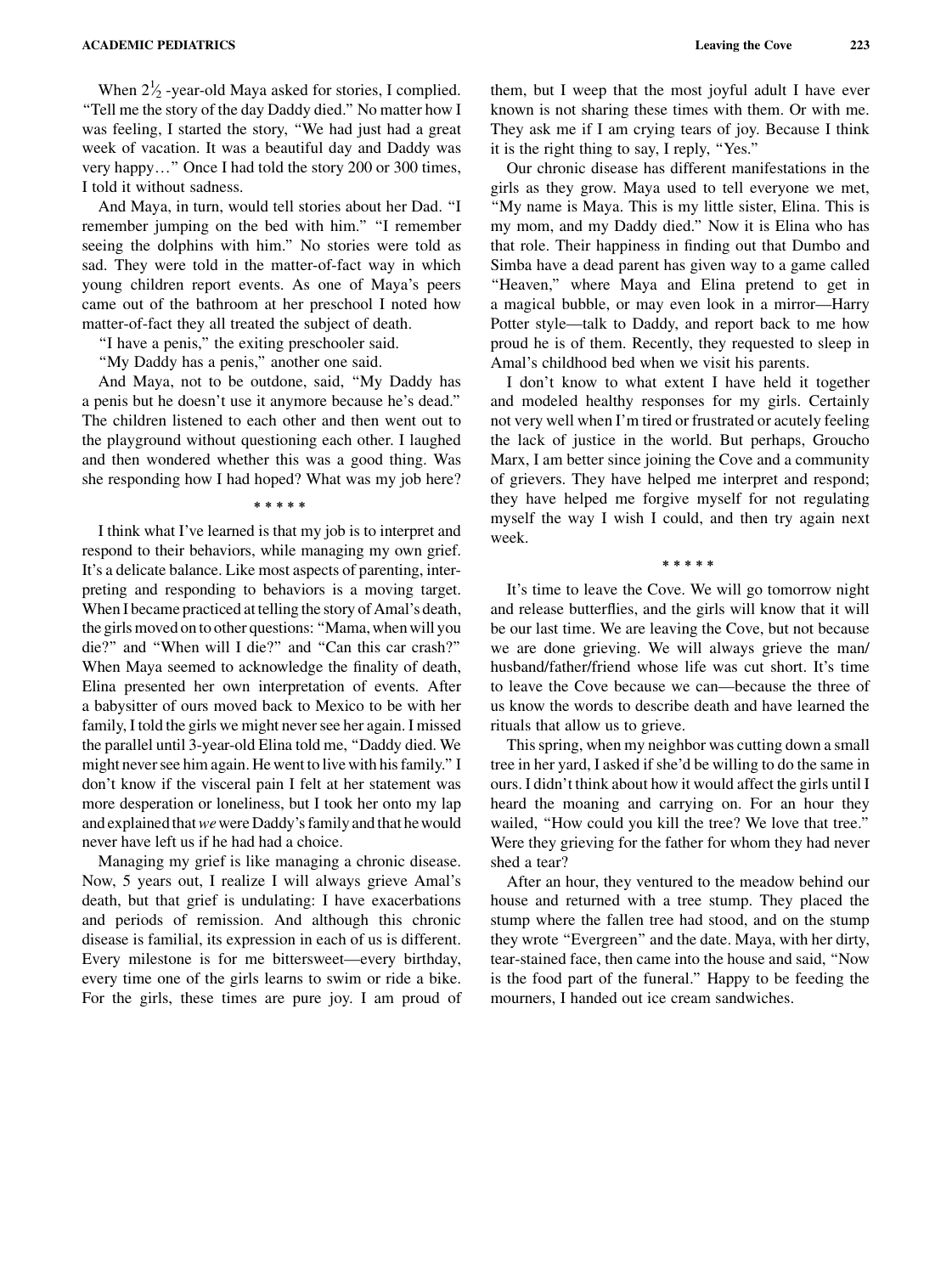When $2\frac{1}{2}$ -year-old Maya asked for stories, I complied. "Tell me the story of the day Daddy died." No matter how I was feeling, I started the story, "We had just had a great week of vacation. It was a beautiful day and Daddy was very happy…" Once I had told the story 200 or 300 times, I told it without sadness.

And Maya, in turn, would tell stories about her Dad. "I remember jumping on the bed with him." "I remember seeing the dolphins with him." No stories were told as sad. They were told in the matter-of-fact way in which young children report events. As one of Maya's peers came out of the bathroom at her preschool I noted how matter-of-fact they all treated the subject of death.

"I have a penis," the exiting preschooler said.

"My Daddy has a penis," another one said.

And Maya, not to be outdone, said, "My Daddy has a penis but he doesn't use it anymore because he's dead." The children listened to each other and then went out to the playground without questioning each other. I laughed and then wondered whether this was a good thing. Was she responding how I had hoped? What was my job here?

\* \* \* \* \*

I think what I've learned is that my job is to interpret and respond to their behaviors, while managing my own grief. It's a delicate balance. Like most aspects of parenting, interpreting and responding to behaviors is a moving target. When I became practiced at telling the story of Amal's death, the girls moved on to other questions: "Mama, when will you die?" and "When will I die?" and "Can this car crash?" When Maya seemed to acknowledge the finality of death, Elina presented her own interpretation of events. After a babysitter of ours moved back to Mexico to be with her family, I told the girls we might never see her again. I missed the parallel until 3-year-old Elina told me, "Daddy died. We might never see him again. He went to live with his family." I don't know if the visceral pain I felt at her statement was more desperation or loneliness, but I took her onto my lap and explained that *we* were Daddy's family and that he would never have left us if he had had a choice.

Managing my grief is like managing a chronic disease. Now, 5 years out, I realize I will always grieve Amal's death, but that grief is undulating: I have exacerbations and periods of remission. And although this chronic disease is familial, its expression in each of us is different. Every milestone is for me bittersweet—every birthday, every time one of the girls learns to swim or ride a bike. For the girls, these times are pure joy. I am proud of them, but I weep that the most joyful adult I have ever known is not sharing these times with them. Or with me. They ask me if I am crying tears of joy. Because I think it is the right thing to say, I reply, "Yes."

Our chronic disease has different manifestations in the girls as they grow. Maya used to tell everyone we met, "My name is Maya. This is my little sister, Elina. This is my mom, and my Daddy died." Now it is Elina who has that role. Their happiness in finding out that Dumbo and Simba have a dead parent has given way to a game called "Heaven," where Maya and Elina pretend to get in a magical bubble, or may even look in a mirror—Harry Potter style—talk to Daddy, and report back to me how proud he is of them. Recently, they requested to sleep in Amal's childhood bed when we visit his parents.

I don't know to what extent I have held it together and modeled healthy responses for my girls. Certainly not very well when I'm tired or frustrated or acutely feeling the lack of justice in the world. But perhaps, Groucho Marx, I am better since joining the Cove and a community of grievers. They have helped me interpret and respond; they have helped me forgive myself for not regulating myself the way I wish I could, and then try again next week.

\* \* \* \* \*

It's time to leave the Cove. We will go tomorrow night and release butterflies, and the girls will know that it will be our last time. We are leaving the Cove, but not because we are done grieving. We will always grieve the man/husband/father/friend whose life was cut short. It's time to leave the Cove because we can—because the three of us know the words to describe death and have learned the rituals that allow us to grieve.

This spring, when my neighbor was cutting down a small tree in her yard, I asked if she'd be willing to do the same in ours. I didn't think about how it would affect the girls until I heard the moaning and carrying on. For an hour they wailed, "How could you kill the tree? We love that tree." Were they grieving for the father for whom they had never shed a tear?

After an hour, they ventured to the meadow behind our house and returned with a tree stump. They placed the stump where the fallen tree had stood, and on the stump they wrote "Evergreen" and the date. Maya, with her dirty, tear-stained face, then came into the house and said, "Now is the food part of the funeral." Happy to be feeding the mourners, I handed out ice cream sandwiches.